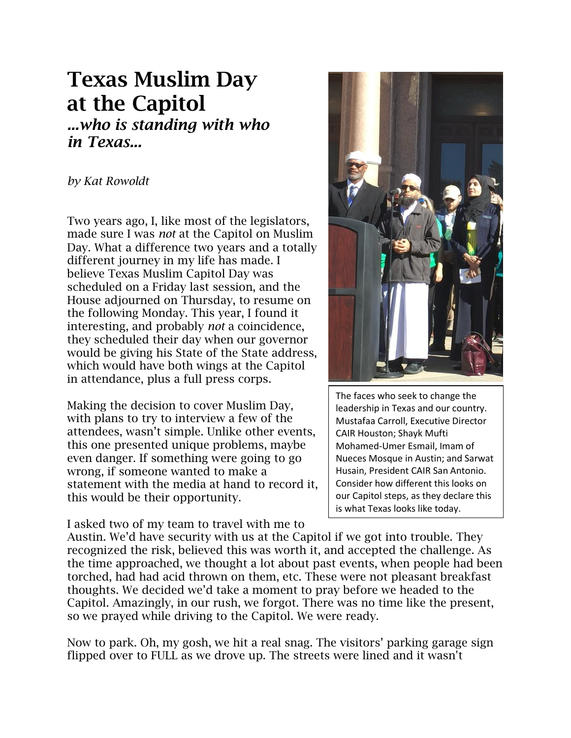# Texas Muslim Day at the Capitol

***...who is standing with who in Texas...***

*by Kat Rowoldt*

Two years ago, I, like most of the legislators, made sure I was *not* at the Capitol on Muslim Day. What a difference two years and a totally different journey in my life has made. I believe Texas Muslim Capitol Day was scheduled on a Friday last session, and the House adjourned on Thursday, to resume on the following Monday. This year, I found it interesting, and probably *not* a coincidence, they scheduled their day when our governor would be giving his State of the State address, which would have both wings at the Capitol in attendance, plus a full press corps.

Making the decision to cover Muslim Day, with plans to try to interview a few of the attendees, wasn't simple. Unlike other events, this one presented unique problems, maybe even danger. If something were going to go wrong, if someone wanted to make a statement with the media at hand to record it, this would be their opportunity.

The faces who seek to change the leadership in Texas and our country. Mustafaa Carroll, Executive Director CAIR Houston; Shayk Mufti Mohamed-Umer Esmail, Imam of Nueces Mosque in Austin; and Sarwat Husain, President CAIR San Antonio. Consider how different this looks on our Capitol steps, as they declare this is what Texas looks like today.

I asked two of my team to travel with me to Austin. We'd have security with us at the Capitol if we got into trouble. They recognized the risk, believed this was worth it, and accepted the challenge. As the time approached, we thought a lot about past events, when people had been torched, had had acid thrown on them, etc. These were not pleasant breakfast thoughts. We decided we'd take a moment to pray before we headed to the Capitol. Amazingly, in our rush, we forgot. There was no time like the present, so we prayed while driving to the Capitol. We were ready.

Now to park. Oh, my gosh, we hit a real snag. The visitors' parking garage sign flipped over to FULL as we drove up. The streets were lined and it wasn't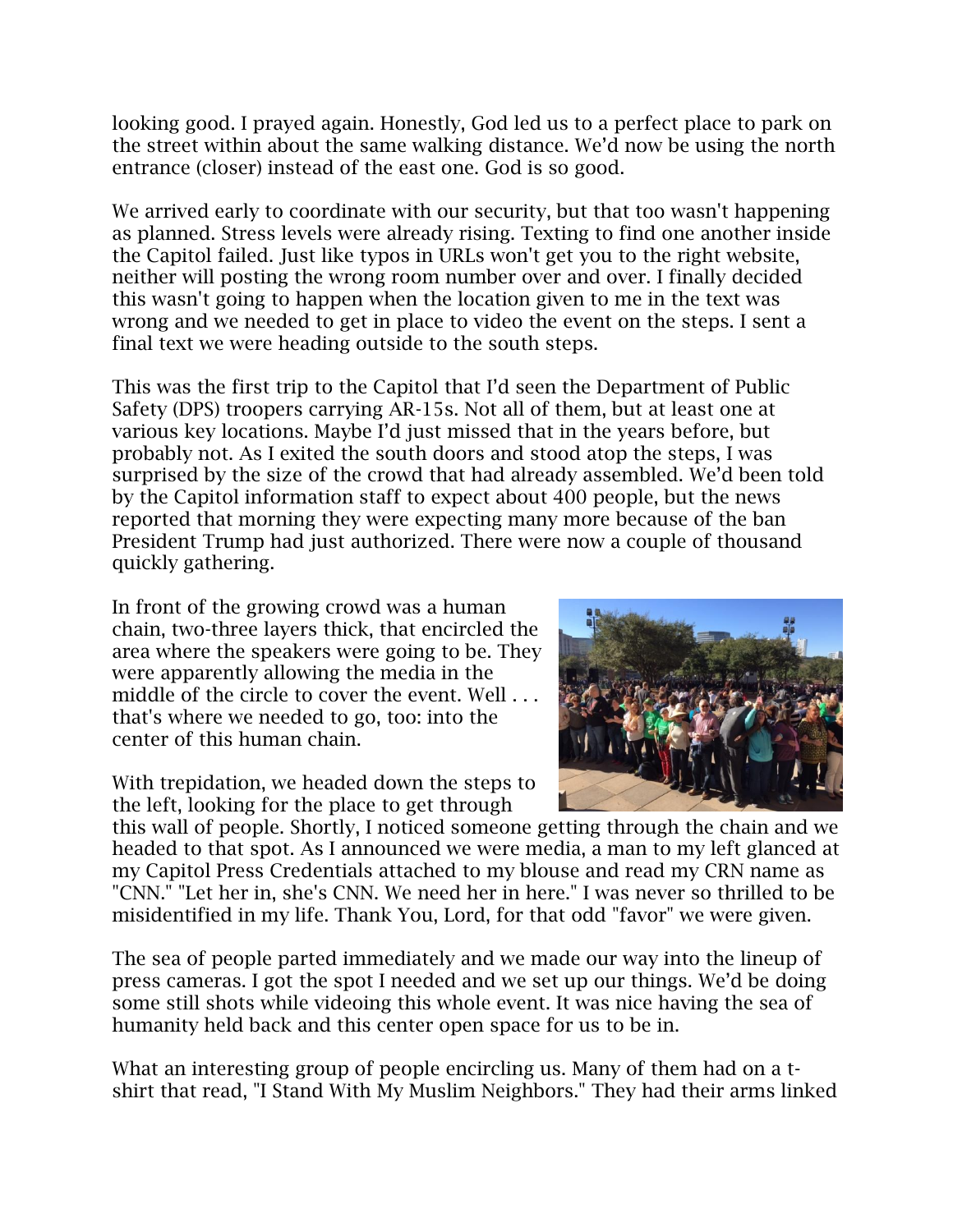looking good. I prayed again. Honestly, God led us to a perfect place to park on the street within about the same walking distance. We'd now be using the north entrance (closer) instead of the east one. God is so good.

We arrived early to coordinate with our security, but that too wasn't happening as planned. Stress levels were already rising. Texting to find one another inside the Capitol failed. Just like typos in URLs won't get you to the right website, neither will posting the wrong room number over and over. I finally decided this wasn't going to happen when the location given to me in the text was wrong and we needed to get in place to video the event on the steps. I sent a final text we were heading outside to the south steps.

This was the first trip to the Capitol that I'd seen the Department of Public Safety (DPS) troopers carrying AR-15s. Not all of them, but at least one at various key locations. Maybe I'd just missed that in the years before, but probably not. As I exited the south doors and stood atop the steps, I was surprised by the size of the crowd that had already assembled. We'd been told by the Capitol information staff to expect about 400 people, but the news reported that morning they were expecting many more because of the ban President Trump had just authorized. There were now a couple of thousand quickly gathering.

In front of the growing crowd was a human chain, two-three layers thick, that encircled the area where the speakers were going to be. They were apparently allowing the media in the middle of the circle to cover the event. Well . . . that's where we needed to go, too: into the center of this human chain.

With trepidation, we headed down the steps to the left, looking for the place to get through this wall of people. Shortly, I noticed someone getting through the chain and we headed to that spot. As I announced we were media, a man to my left glanced at my Capitol Press Credentials attached to my blouse and read my CRN name as "CNN." "Let her in, she's CNN. We need her in here." I was never so thrilled to be misidentified in my life. Thank You, Lord, for that odd "favor" we were given.

The sea of people parted immediately and we made our way into the lineup of press cameras. I got the spot I needed and we set up our things. We'd be doing some still shots while videoing this whole event. It was nice having the sea of humanity held back and this center open space for us to be in.

What an interesting group of people encircling us. Many of them had on a t-shirt that read, "I Stand With My Muslim Neighbors." They had their arms linked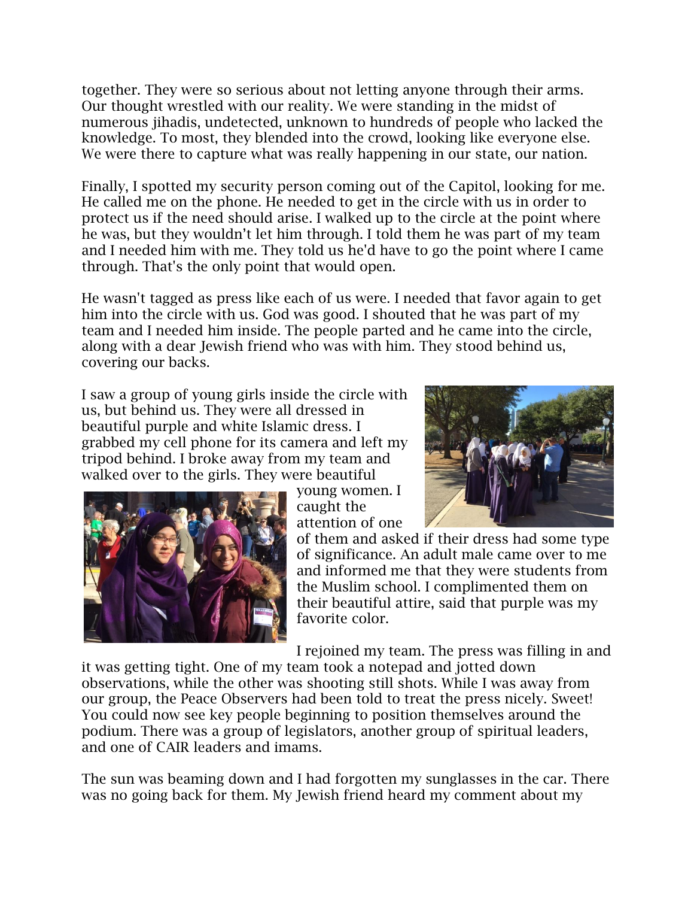together. They were so serious about not letting anyone through their arms. Our thought wrestled with our reality. We were standing in the midst of numerous jihadis, undetected, unknown to hundreds of people who lacked the knowledge. To most, they blended into the crowd, looking like everyone else. We were there to capture what was really happening in our state, our nation.

Finally, I spotted my security person coming out of the Capitol, looking for me. He called me on the phone. He needed to get in the circle with us in order to protect us if the need should arise. I walked up to the circle at the point where he was, but they wouldn't let him through. I told them he was part of my team and I needed him with me. They told us he'd have to go the point where I came through. That's the only point that would open.

He wasn't tagged as press like each of us were. I needed that favor again to get him into the circle with us. God was good. I shouted that he was part of my team and I needed him inside. The people parted and he came into the circle, along with a dear Jewish friend who was with him. They stood behind us, covering our backs.

I saw a group of young girls inside the circle with us, but behind us. They were all dressed in beautiful purple and white Islamic dress. I grabbed my cell phone for its camera and left my tripod behind. I broke away from my team and walked over to the girls. They were beautiful young women. I caught the attention of one of them and asked if their dress had some type of significance. An adult male came over to me and informed me that they were students from the Muslim school. I complimented them on their beautiful attire, said that purple was my favorite color.

I rejoined my team. The press was filling in and it was getting tight. One of my team took a notepad and jotted down observations, while the other was shooting still shots. While I was away from our group, the Peace Observers had been told to treat the press nicely. Sweet! You could now see key people beginning to position themselves around the podium. There was a group of legislators, another group of spiritual leaders, and one of CAIR leaders and imams.

The sun was beaming down and I had forgotten my sunglasses in the car. There was no going back for them. My Jewish friend heard my comment about my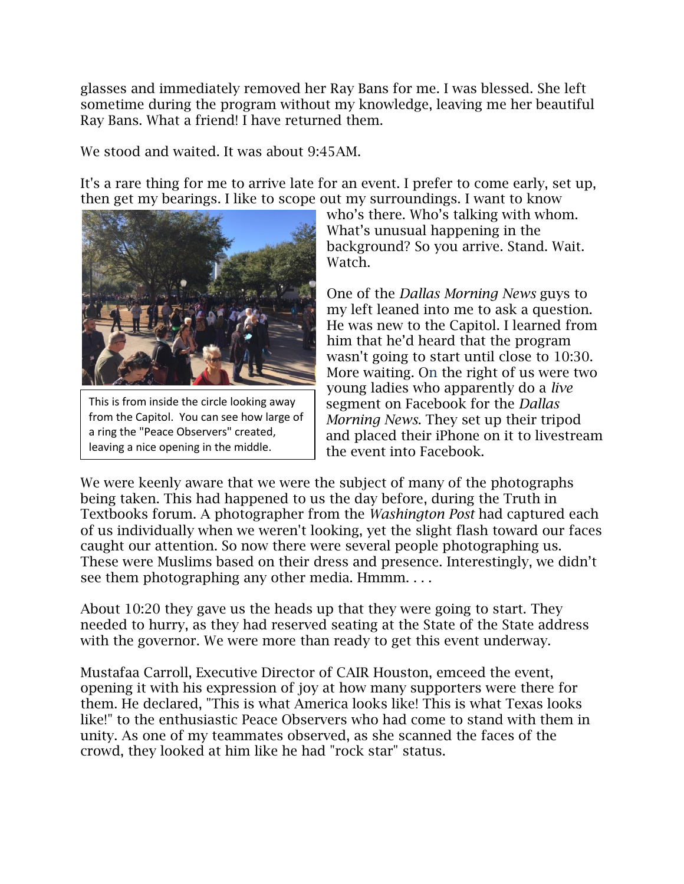glasses and immediately removed her Ray Bans for me. I was blessed. She left sometime during the program without my knowledge, leaving me her beautiful Ray Bans. What a friend! I have returned them.

We stood and waited. It was about 9:45AM.

It's a rare thing for me to arrive late for an event. I prefer to come early, set up, then get my bearings. I like to scope out my surroundings. I want to know who's there. Who's talking with whom. What's unusual happening in the background? So you arrive. Stand. Wait. Watch.

This is from inside the circle looking away from the Capitol. You can see how large of a ring the "Peace Observers" created, leaving a nice opening in the middle.

One of the *Dallas Morning News* guys to my left leaned into me to ask a question. He was new to the Capitol. I learned from him that he'd heard that the program wasn't going to start until close to 10:30. More waiting. On the right of us were two young ladies who apparently do a *live* segment on Facebook for the *Dallas Morning News*. They set up their tripod and placed their iPhone on it to livestream the event into Facebook.

We were keenly aware that we were the subject of many of the photographs being taken. This had happened to us the day before, during the Truth in Textbooks forum. A photographer from the *Washington Post* had captured each of us individually when we weren't looking, yet the slight flash toward our faces caught our attention. So now there were several people photographing us. These were Muslims based on their dress and presence. Interestingly, we didn't see them photographing any other media. Hmmm. . . .

About 10:20 they gave us the heads up that they were going to start. They needed to hurry, as they had reserved seating at the State of the State address with the governor. We were more than ready to get this event underway.

Mustafaa Carroll, Executive Director of CAIR Houston, emceed the event, opening it with his expression of joy at how many supporters were there for them. He declared, "This is what America looks like! This is what Texas looks like!" to the enthusiastic Peace Observers who had come to stand with them in unity. As one of my teammates observed, as she scanned the faces of the crowd, they looked at him like he had "rock star" status.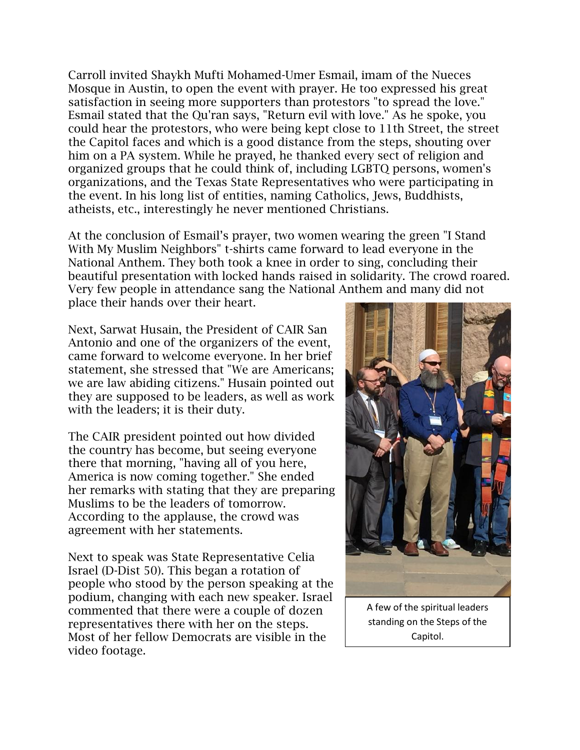Carroll invited Shaykh Mufti Mohamed-Umer Esmail, imam of the Nueces Mosque in Austin, to open the event with prayer. He too expressed his great satisfaction in seeing more supporters than protestors "to spread the love." Esmail stated that the Qu'ran says, "Return evil with love." As he spoke, you could hear the protestors, who were being kept close to 11th Street, the street the Capitol faces and which is a good distance from the steps, shouting over him on a PA system. While he prayed, he thanked every sect of religion and organized groups that he could think of, including LGBTQ persons, women's organizations, and the Texas State Representatives who were participating in the event. In his long list of entities, naming Catholics, Jews, Buddhists, atheists, etc., interestingly he never mentioned Christians.

At the conclusion of Esmail's prayer, two women wearing the green "I Stand With My Muslim Neighbors" t-shirts came forward to lead everyone in the National Anthem. They both took a knee in order to sing, concluding their beautiful presentation with locked hands raised in solidarity. The crowd roared. Very few people in attendance sang the National Anthem and many did not place their hands over their heart.

Next, Sarwat Husain, the President of CAIR San Antonio and one of the organizers of the event, came forward to welcome everyone. In her brief statement, she stressed that "We are Americans; we are law abiding citizens." Husain pointed out they are supposed to be leaders, as well as work with the leaders; it is their duty.

The CAIR president pointed out how divided the country has become, but seeing everyone there that morning, "having all of you here, America is now coming together." She ended her remarks with stating that they are preparing Muslims to be the leaders of tomorrow. According to the applause, the crowd was agreement with her statements.

A few of the spiritual leaders standing on the Steps of the Capitol.

Next to speak was State Representative Celia Israel (D-Dist 50). This began a rotation of people who stood by the person speaking at the podium, changing with each new speaker. Israel commented that there were a couple of dozen representatives there with her on the steps. Most of her fellow Democrats are visible in the video footage.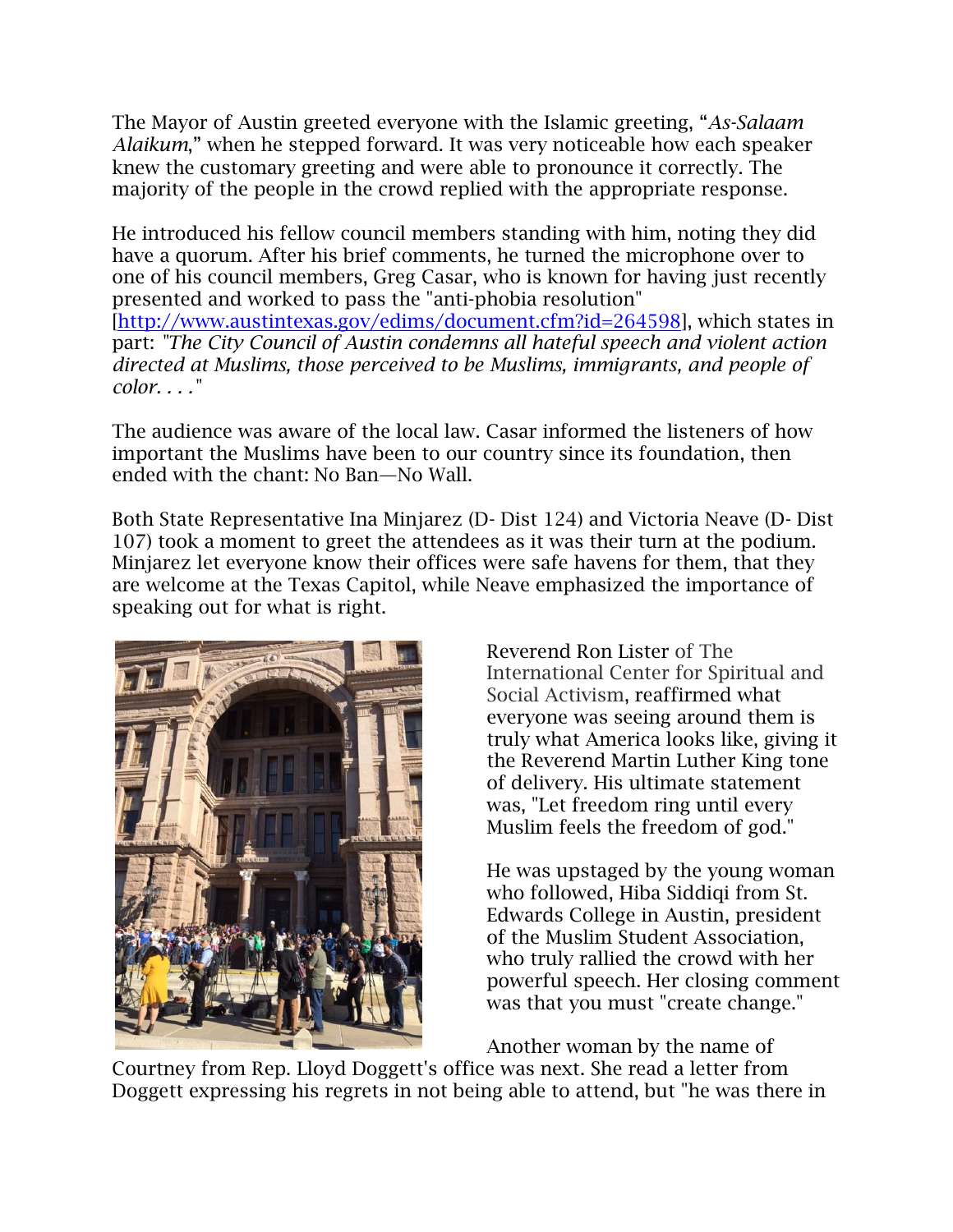The Mayor of Austin greeted everyone with the Islamic greeting, "*As-Salaam Alaikum*," when he stepped forward. It was very noticeable how each speaker knew the customary greeting and were able to pronounce it correctly. The majority of the people in the crowd replied with the appropriate response.

He introduced his fellow council members standing with him, noting they did have a quorum. After his brief comments, he turned the microphone over to one of his council members, Greg Casar, who is known for having just recently presented and worked to pass the "anti-phobia resolution" [http://www.austintexas.gov/edims/document.cfm?id=264598], which states in part: *"The City Council of Austin condemns all hateful speech and violent action directed at Muslims, those perceived to be Muslims, immigrants, and people of color. . . ."*

The audience was aware of the local law. Casar informed the listeners of how important the Muslims have been to our country since its foundation, then ended with the chant: No Ban—No Wall.

Both State Representative Ina Minjarez (D- Dist 124) and Victoria Neave (D- Dist 107) took a moment to greet the attendees as it was their turn at the podium. Minjarez let everyone know their offices were safe havens for them, that they are welcome at the Texas Capitol, while Neave emphasized the importance of speaking out for what is right.

Reverend Ron Lister of The International Center for Spiritual and Social Activism, reaffirmed what everyone was seeing around them is truly what America looks like, giving it the Reverend Martin Luther King tone of delivery. His ultimate statement was, "Let freedom ring until every Muslim feels the freedom of god."

He was upstaged by the young woman who followed, Hiba Siddiqi from St. Edwards College in Austin, president of the Muslim Student Association, who truly rallied the crowd with her powerful speech. Her closing comment was that you must "create change."

Another woman by the name of Courtney from Rep. Lloyd Doggett's office was next. She read a letter from Doggett expressing his regrets in not being able to attend, but "he was there in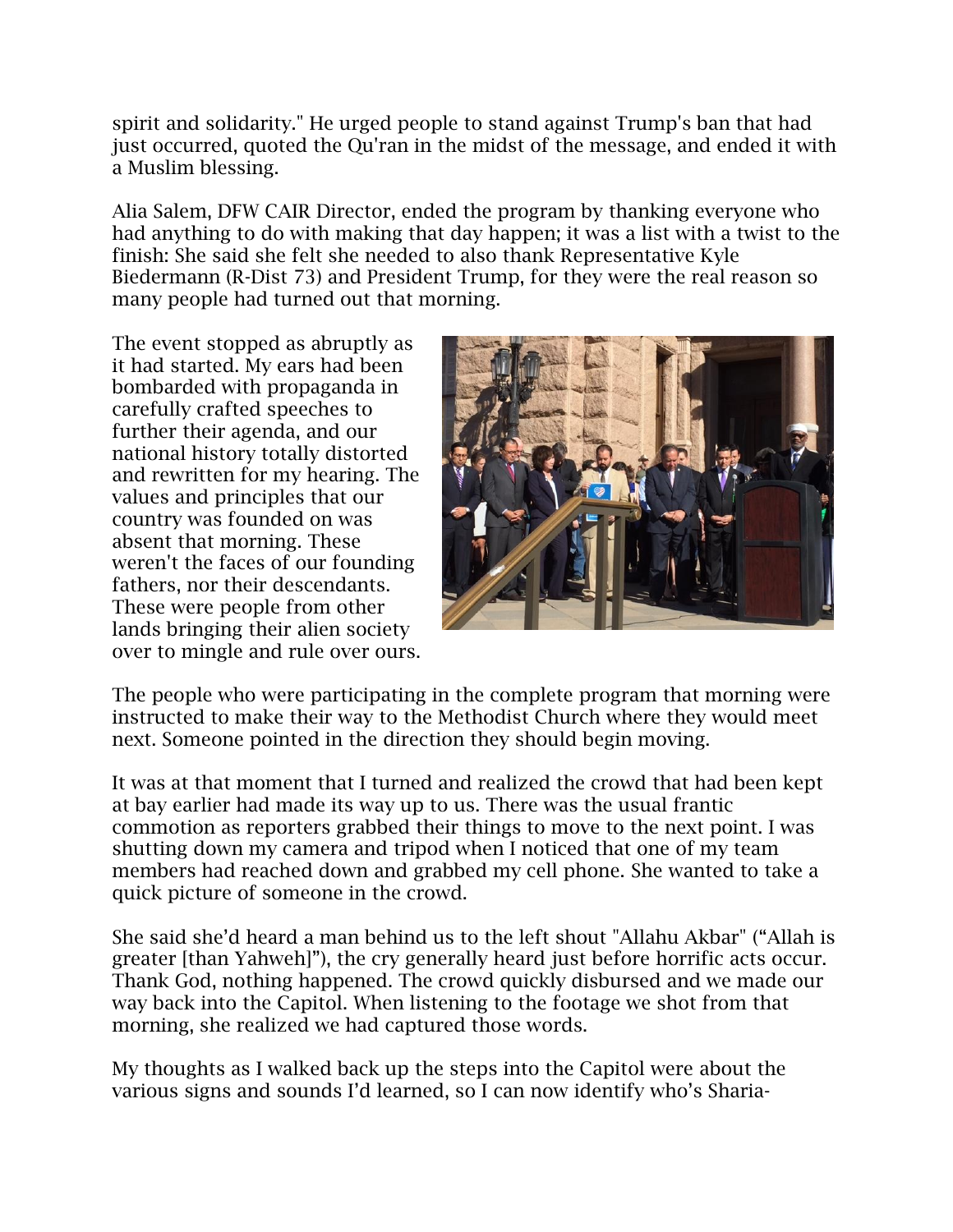spirit and solidarity." He urged people to stand against Trump's ban that had just occurred, quoted the Qu'ran in the midst of the message, and ended it with a Muslim blessing.

Alia Salem, DFW CAIR Director, ended the program by thanking everyone who had anything to do with making that day happen; it was a list with a twist to the finish: She said she felt she needed to also thank Representative Kyle Biedermann (R-Dist 73) and President Trump, for they were the real reason so many people had turned out that morning.

The event stopped as abruptly as it had started. My ears had been bombarded with propaganda in carefully crafted speeches to further their agenda, and our national history totally distorted and rewritten for my hearing. The values and principles that our country was founded on was absent that morning. These weren't the faces of our founding fathers, nor their descendants. These were people from other lands bringing their alien society over to mingle and rule over ours.

The people who were participating in the complete program that morning were instructed to make their way to the Methodist Church where they would meet next. Someone pointed in the direction they should begin moving.

It was at that moment that I turned and realized the crowd that had been kept at bay earlier had made its way up to us. There was the usual frantic commotion as reporters grabbed their things to move to the next point. I was shutting down my camera and tripod when I noticed that one of my team members had reached down and grabbed my cell phone. She wanted to take a quick picture of someone in the crowd.

She said she'd heard a man behind us to the left shout "Allahu Akbar" ("Allah is greater [than Yahweh]"), the cry generally heard just before horrific acts occur. Thank God, nothing happened. The crowd quickly disbursed and we made our way back into the Capitol. When listening to the footage we shot from that morning, she realized we had captured those words.

My thoughts as I walked back up the steps into the Capitol were about the various signs and sounds I'd learned, so I can now identify who's Sharia-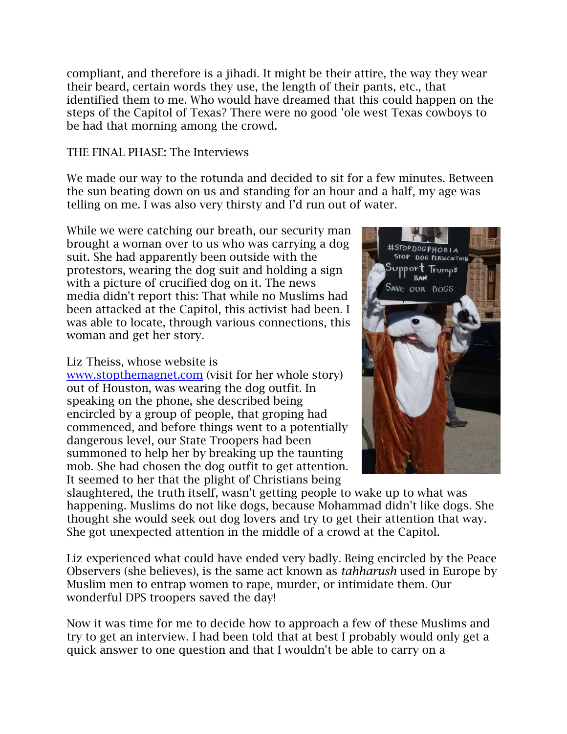compliant, and therefore is a jihadi. It might be their attire, the way they wear their beard, certain words they use, the length of their pants, etc., that identified them to me. Who would have dreamed that this could happen on the steps of the Capitol of Texas? There were no good 'ole west Texas cowboys to be had that morning among the crowd.

THE FINAL PHASE: The Interviews

We made our way to the rotunda and decided to sit for a few minutes. Between the sun beating down on us and standing for an hour and a half, my age was telling on me. I was also very thirsty and I'd run out of water.

While we were catching our breath, our security man brought a woman over to us who was carrying a dog suit. She had apparently been outside with the protestors, wearing the dog suit and holding a sign with a picture of crucified dog on it. The news media didn't report this: That while no Muslims had been attacked at the Capitol, this activist had been. I was able to locate, through various connections, this woman and get her story.

Liz Theiss, whose website is [www.stopthemagnet.com](http://www.stopthemagnet.com) (visit for her whole story) out of Houston, was wearing the dog outfit. In speaking on the phone, she described being encircled by a group of people, that groping had commenced, and before things went to a potentially dangerous level, our State Troopers had been summoned to help her by breaking up the taunting mob. She had chosen the dog outfit to get attention. It seemed to her that the plight of Christians being slaughtered, the truth itself, wasn't getting people to wake up to what was happening. Muslims do not like dogs, because Mohammad didn't like dogs. She thought she would seek out dog lovers and try to get their attention that way. She got unexpected attention in the middle of a crowd at the Capitol.

Liz experienced what could have ended very badly. Being encircled by the Peace Observers (she believes), is the same act known as *tahharush* used in Europe by Muslim men to entrap women to rape, murder, or intimidate them. Our wonderful DPS troopers saved the day!

Now it was time for me to decide how to approach a few of these Muslims and try to get an interview. I had been told that at best I probably would only get a quick answer to one question and that I wouldn't be able to carry on a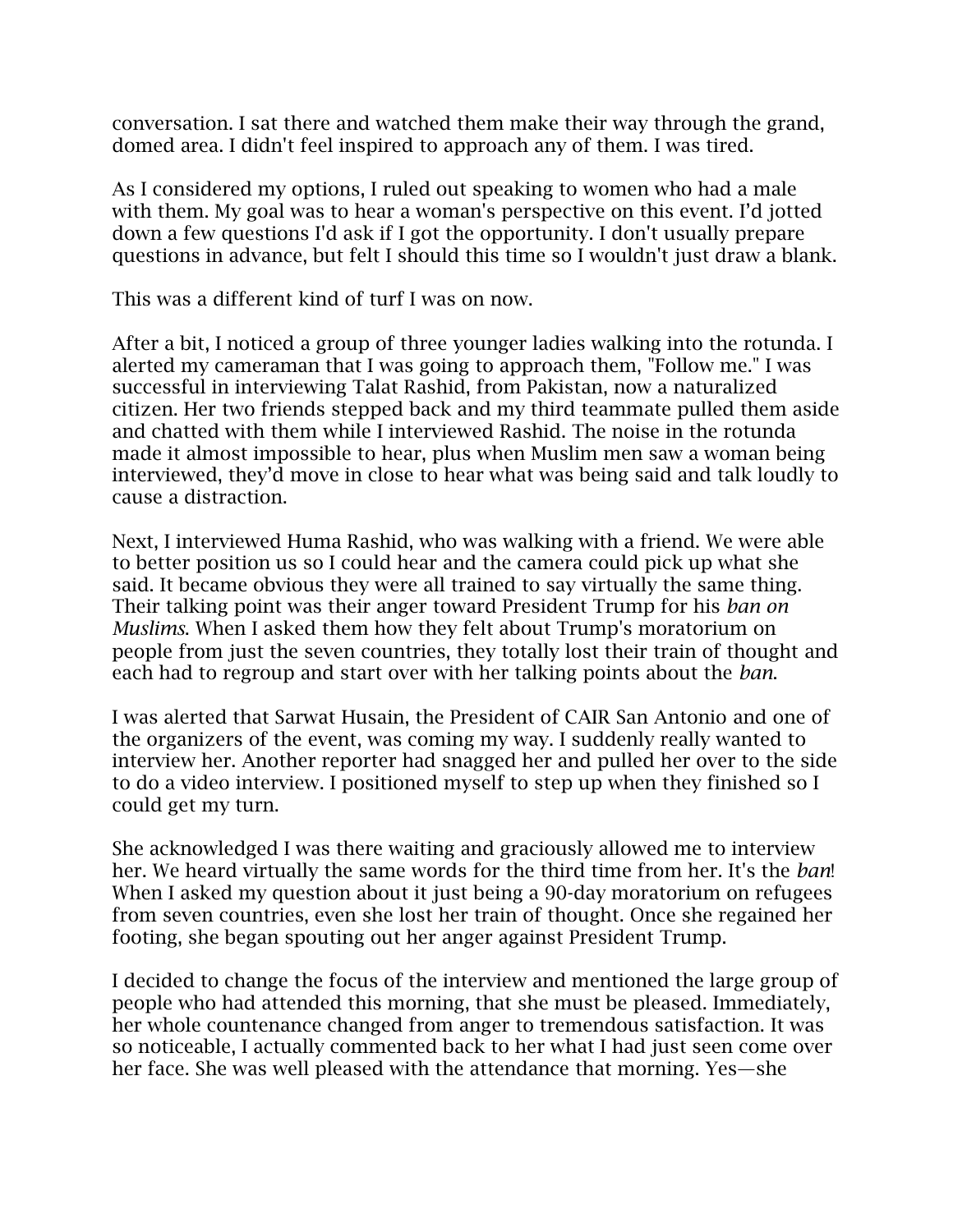conversation. I sat there and watched them make their way through the grand, domed area. I didn't feel inspired to approach any of them. I was tired.

As I considered my options, I ruled out speaking to women who had a male with them. My goal was to hear a woman's perspective on this event. I'd jotted down a few questions I'd ask if I got the opportunity. I don't usually prepare questions in advance, but felt I should this time so I wouldn't just draw a blank.

This was a different kind of turf I was on now.

After a bit, I noticed a group of three younger ladies walking into the rotunda. I alerted my cameraman that I was going to approach them, "Follow me." I was successful in interviewing Talat Rashid, from Pakistan, now a naturalized citizen. Her two friends stepped back and my third teammate pulled them aside and chatted with them while I interviewed Rashid. The noise in the rotunda made it almost impossible to hear, plus when Muslim men saw a woman being interviewed, they'd move in close to hear what was being said and talk loudly to cause a distraction.

Next, I interviewed Huma Rashid, who was walking with a friend. We were able to better position us so I could hear and the camera could pick up what she said. It became obvious they were all trained to say virtually the same thing. Their talking point was their anger toward President Trump for his *ban on Muslims*. When I asked them how they felt about Trump's moratorium on people from just the seven countries, they totally lost their train of thought and each had to regroup and start over with her talking points about the *ban*.

I was alerted that Sarwat Husain, the President of CAIR San Antonio and one of the organizers of the event, was coming my way. I suddenly really wanted to interview her. Another reporter had snagged her and pulled her over to the side to do a video interview. I positioned myself to step up when they finished so I could get my turn.

She acknowledged I was there waiting and graciously allowed me to interview her. We heard virtually the same words for the third time from her. It's the *ban*! When I asked my question about it just being a 90-day moratorium on refugees from seven countries, even she lost her train of thought. Once she regained her footing, she began spouting out her anger against President Trump.

I decided to change the focus of the interview and mentioned the large group of people who had attended this morning, that she must be pleased. Immediately, her whole countenance changed from anger to tremendous satisfaction. It was so noticeable, I actually commented back to her what I had just seen come over her face. She was well pleased with the attendance that morning. Yes—she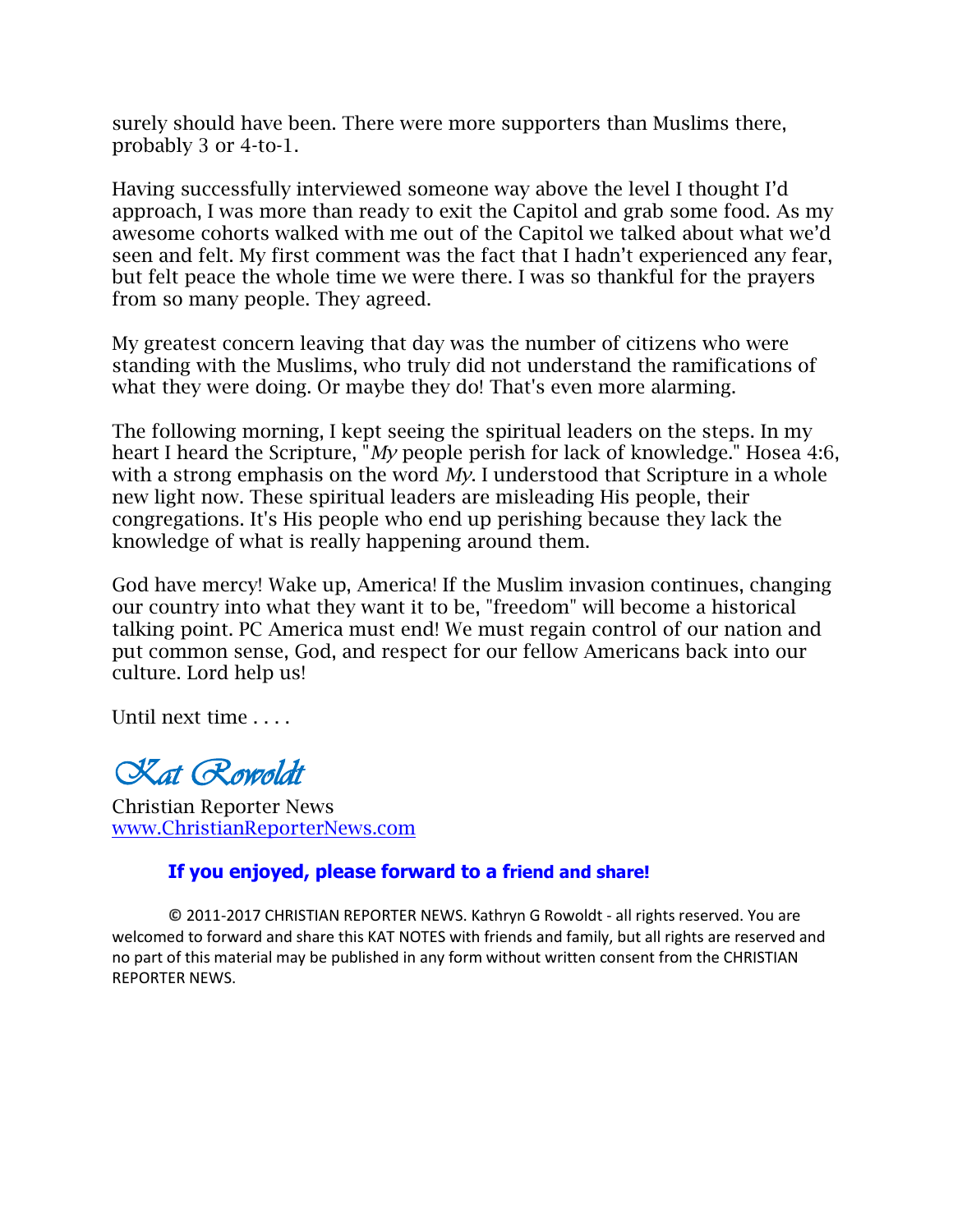surely should have been. There were more supporters than Muslims there, probably 3 or 4-to-1.

Having successfully interviewed someone way above the level I thought I'd approach, I was more than ready to exit the Capitol and grab some food. As my awesome cohorts walked with me out of the Capitol we talked about what we'd seen and felt. My first comment was the fact that I hadn't experienced any fear, but felt peace the whole time we were there. I was so thankful for the prayers from so many people. They agreed.

My greatest concern leaving that day was the number of citizens who were standing with the Muslims, who truly did not understand the ramifications of what they were doing. Or maybe they do! That's even more alarming.

The following morning, I kept seeing the spiritual leaders on the steps. In my heart I heard the Scripture, "*My* people perish for lack of knowledge." Hosea 4:6, with a strong emphasis on the word *My*. I understood that Scripture in a whole new light now. These spiritual leaders are misleading His people, their congregations. It's His people who end up perishing because they lack the knowledge of what is really happening around them.

God have mercy! Wake up, America! If the Muslim invasion continues, changing our country into what they want it to be, "freedom" will become a historical talking point. PC America must end! We must regain control of our nation and put common sense, God, and respect for our fellow Americans back into our culture. Lord help us!

Until next time . . . .

*Kat Rowoldt*

Christian Reporter News
www.ChristianReporterNews.com

**If you enjoyed, please forward to a friend and share!**

© 2011-2017 CHRISTIAN REPORTER NEWS. Kathryn G Rowoldt - all rights reserved. You are welcomed to forward and share this KAT NOTES with friends and family, but all rights are reserved and no part of this material may be published in any form without written consent from the CHRISTIAN REPORTER NEWS.